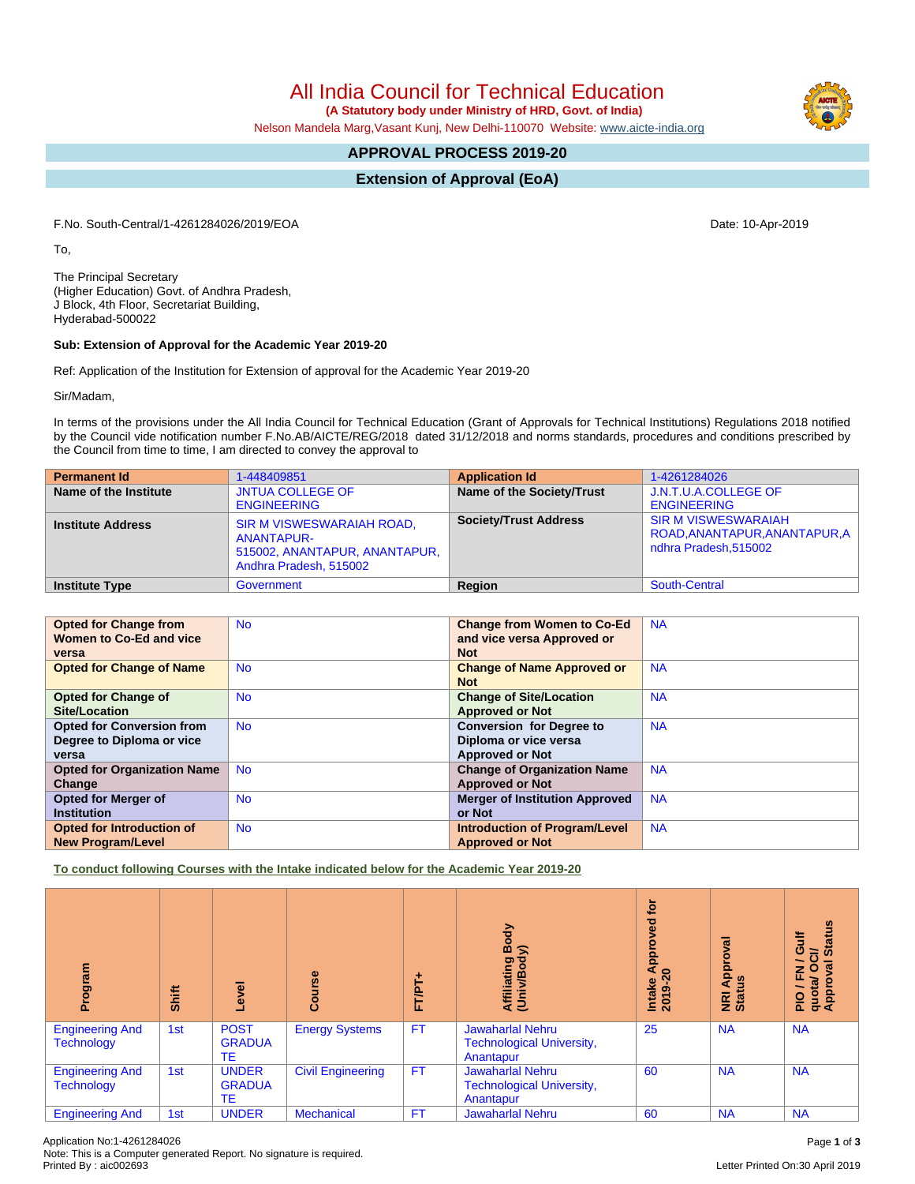# All India Council for Technical Education

**(A Statutory body under Ministry of HRD, Govt. of India)**

Nelson Mandela Marg,Vasant Kunj, New Delhi-110070 Website: www.aicte-india.org

## APPROVAL PROCESS 2019-20

## Extension of Approval (EoA)

F.No. South-Central/1-4261284026/2019/EOA

Date: 10-Apr-2019

To,

The Principal Secretary
(Higher Education) Govt. of Andhra Pradesh,
J Block, 4th Floor, Secretariat Building,
Hyderabad-500022

**Sub: Extension of Approval for the Academic Year 2019-20**

Ref: Application of the Institution for Extension of approval for the Academic Year 2019-20

Sir/Madam,

In terms of the provisions under the All India Council for Technical Education (Grant of Approvals for Technical Institutions) Regulations 2018 notified by the Council vide notification number F.No.AB/AICTE/REG/2018 dated 31/12/2018 and norms standards, procedures and conditions prescribed by the Council from time to time, I am directed to convey the approval to

| | | | |
|---|---|---|---|
| **Permanent Id** | 1-448409851 | **Application Id** | 1-4261284026 |
| **Name of the Institute** | JNTUA COLLEGE OF ENGINEERING | **Name of the Society/Trust** | J.N.T.U.A.COLLEGE OF ENGINEERING |
| **Institute Address** | SIR M VISWESWARAIAH ROAD, ANANTAPUR-515002, ANANTAPUR, ANANTAPUR, Andhra Pradesh, 515002 | **Society/Trust Address** | SIR M VISWESWARAIAH ROAD,ANANTAPUR,ANANTAPUR,Andhra Pradesh,515002 |
| **Institute Type** | Government | **Region** | South-Central |

| | | | |
|---|---|---|---|
| **Opted for Change from Women to Co-Ed and vice versa** | No | **Change from Women to Co-Ed and vice versa Approved or Not** | NA |
| **Opted for Change of Name** | No | **Change of Name Approved or Not** | NA |
| **Opted for Change of Site/Location** | No | **Change of Site/Location Approved or Not** | NA |
| **Opted for Conversion from Degree to Diploma or vice versa** | No | **Conversion for Degree to Diploma or vice versa Approved or Not** | NA |
| **Opted for Organization Name Change** | No | **Change of Organization Name Approved or Not** | NA |
| **Opted for Merger of Institution** | No | **Merger of Institution Approved or Not** | NA |
| **Opted for Introduction of New Program/Level** | No | **Introduction of Program/Level Approved or Not** | NA |

**To conduct following Courses with the Intake indicated below for the Academic Year 2019-20**

| Program | Shift | Level | Course | FT/PT+ | Affiliating Body (Univ/Body) | Intake Approved for 2019-20 | NRI Approval Status | PIO / FN / Gulf quota/ OCI/ Approval Status |
|---|---|---|---|---|---|---|---|---|
| Engineering And Technology | 1st | POST GRADUATE | Energy Systems | FT | Jawaharlal Nehru Technological University, Anantapur | 25 | NA | NA |
| Engineering And Technology | 1st | UNDER GRADUATE | Civil Engineering | FT | Jawaharlal Nehru Technological University, Anantapur | 60 | NA | NA |
| Engineering And | 1st | UNDER | Mechanical | FT | Jawaharlal Nehru | 60 | NA | NA |

Application No:1-4261284026
Note: This is a Computer generated Report. No signature is required.
Printed By : aic002693

Letter Printed On:30 April 2019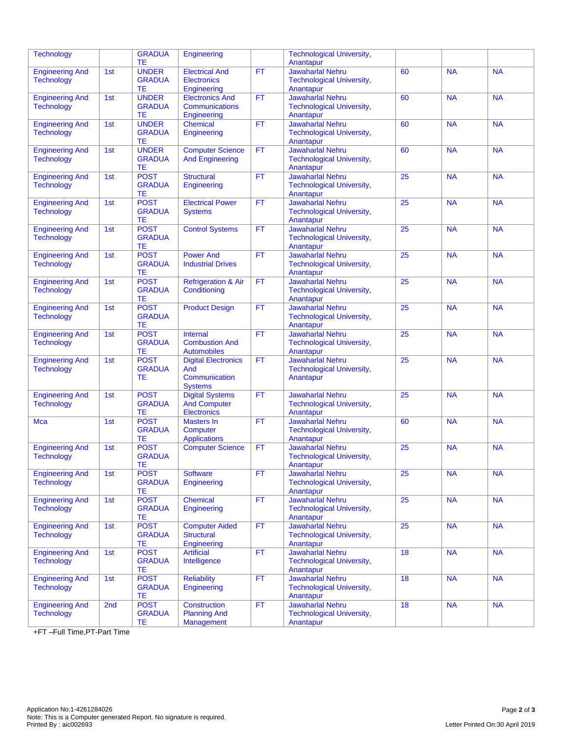| | | | | | | | | |
|---|---|---|---|---|---|---|---|---|
| Technology | | GRADUATE | Engineering | | Technological University, Anantapur | | | |
| Engineering And Technology | 1st | UNDER GRADUATE | Electrical And Electronics Engineering | FT | Jawaharlal Nehru Technological University, Anantapur | 60 | NA | NA |
| Engineering And Technology | 1st | UNDER GRADUATE | Electronics And Communications Engineering | FT | Jawaharlal Nehru Technological University, Anantapur | 60 | NA | NA |
| Engineering And Technology | 1st | UNDER GRADUATE | Chemical Engineering | FT | Jawaharlal Nehru Technological University, Anantapur | 60 | NA | NA |
| Engineering And Technology | 1st | UNDER GRADUATE | Computer Science And Engineering | FT | Jawaharlal Nehru Technological University, Anantapur | 60 | NA | NA |
| Engineering And Technology | 1st | POST GRADUATE | Structural Engineering | FT | Jawaharlal Nehru Technological University, Anantapur | 25 | NA | NA |
| Engineering And Technology | 1st | POST GRADUATE | Electrical Power Systems | FT | Jawaharlal Nehru Technological University, Anantapur | 25 | NA | NA |
| Engineering And Technology | 1st | POST GRADUATE | Control Systems | FT | Jawaharlal Nehru Technological University, Anantapur | 25 | NA | NA |
| Engineering And Technology | 1st | POST GRADUATE | Power And Industrial Drives | FT | Jawaharlal Nehru Technological University, Anantapur | 25 | NA | NA |
| Engineering And Technology | 1st | POST GRADUATE | Refrigeration & Air Conditioning | FT | Jawaharlal Nehru Technological University, Anantapur | 25 | NA | NA |
| Engineering And Technology | 1st | POST GRADUATE | Product Design | FT | Jawaharlal Nehru Technological University, Anantapur | 25 | NA | NA |
| Engineering And Technology | 1st | POST GRADUATE | Internal Combustion And Automobiles | FT | Jawaharlal Nehru Technological University, Anantapur | 25 | NA | NA |
| Engineering And Technology | 1st | POST GRADUATE | Digital Electronics And Communication Systems | FT | Jawaharlal Nehru Technological University, Anantapur | 25 | NA | NA |
| Engineering And Technology | 1st | POST GRADUATE | Digital Systems And Computer Electronics | FT | Jawaharlal Nehru Technological University, Anantapur | 25 | NA | NA |
| Mca | 1st | POST GRADUATE | Masters In Computer Applications | FT | Jawaharlal Nehru Technological University, Anantapur | 60 | NA | NA |
| Engineering And Technology | 1st | POST GRADUATE | Computer Science | FT | Jawaharlal Nehru Technological University, Anantapur | 25 | NA | NA |
| Engineering And Technology | 1st | POST GRADUATE | Software Engineering | FT | Jawaharlal Nehru Technological University, Anantapur | 25 | NA | NA |
| Engineering And Technology | 1st | POST GRADUATE | Chemical Engineering | FT | Jawaharlal Nehru Technological University, Anantapur | 25 | NA | NA |
| Engineering And Technology | 1st | POST GRADUATE | Computer Aided Structural Engineering | FT | Jawaharlal Nehru Technological University, Anantapur | 25 | NA | NA |
| Engineering And Technology | 1st | POST GRADUATE | Artificial Intelligence | FT | Jawaharlal Nehru Technological University, Anantapur | 18 | NA | NA |
| Engineering And Technology | 1st | POST GRADUATE | Reliability Engineering | FT | Jawaharlal Nehru Technological University, Anantapur | 18 | NA | NA |
| Engineering And Technology | 2nd | POST GRADUATE | Construction Planning And Management | FT | Jawaharlal Nehru Technological University, Anantapur | 18 | NA | NA |

+FT –Full Time,PT-Part Time

Application No:1-4261284026
Note: This is a Computer generated Report. No signature is required.
Printed By : aic002693

Letter Printed On:30 April 2019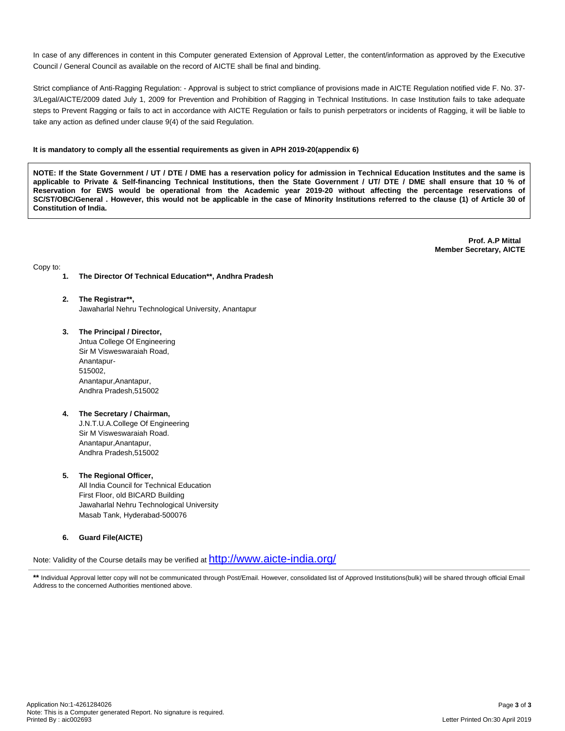In case of any differences in content in this Computer generated Extension of Approval Letter, the content/information as approved by the Executive Council / General Council as available on the record of AICTE shall be final and binding.

Strict compliance of Anti-Ragging Regulation: - Approval is subject to strict compliance of provisions made in AICTE Regulation notified vide F. No. 37-3/Legal/AICTE/2009 dated July 1, 2009 for Prevention and Prohibition of Ragging in Technical Institutions. In case Institution fails to take adequate steps to Prevent Ragging or fails to act in accordance with AICTE Regulation or fails to punish perpetrators or incidents of Ragging, it will be liable to take any action as defined under clause 9(4) of the said Regulation.

**It is mandatory to comply all the essential requirements as given in APH 2019-20(appendix 6)**

**NOTE: If the State Government / UT / DTE / DME has a reservation policy for admission in Technical Education Institutes and the same is applicable to Private & Self-financing Technical Institutions, then the State Government / UT/ DTE / DME shall ensure that 10 % of Reservation for EWS would be operational from the Academic year 2019-20 without affecting the percentage reservations of SC/ST/OBC/General . However, this would not be applicable in the case of Minority Institutions referred to the clause (1) of Article 30 of Constitution of India.**

**Prof. A.P Mittal**
**Member Secretary, AICTE**

Copy to:

1. **The Director Of Technical Education\*\*, Andhra Pradesh**

2. **The Registrar\*\*,**
   Jawaharlal Nehru Technological University, Anantapur

3. **The Principal / Director,**
   Jntua College Of Engineering
   Sir M Visweswaraiah Road,
   Anantapur-
   515002,
   Anantapur,Anantapur,
   Andhra Pradesh,515002

4. **The Secretary / Chairman,**
   J.N.T.U.A.College Of Engineering
   Sir M Visweswaraiah Road.
   Anantapur,Anantapur,
   Andhra Pradesh,515002

5. **The Regional Officer,**
   All India Council for Technical Education
   First Floor, old BICARD Building
   Jawaharlal Nehru Technological University
   Masab Tank, Hyderabad-500076

6. **Guard File(AICTE)**

Note: Validity of the Course details may be verified at http://www.aicte-india.org/

**\*\*** Individual Approval letter copy will not be communicated through Post/Email. However, consolidated list of Approved Institutions(bulk) will be shared through official Email Address to the concerned Authorities mentioned above.

Application No:1-4261284026
Note: This is a Computer generated Report. No signature is required.
Printed By : aic002693

Letter Printed On:30 April 2019